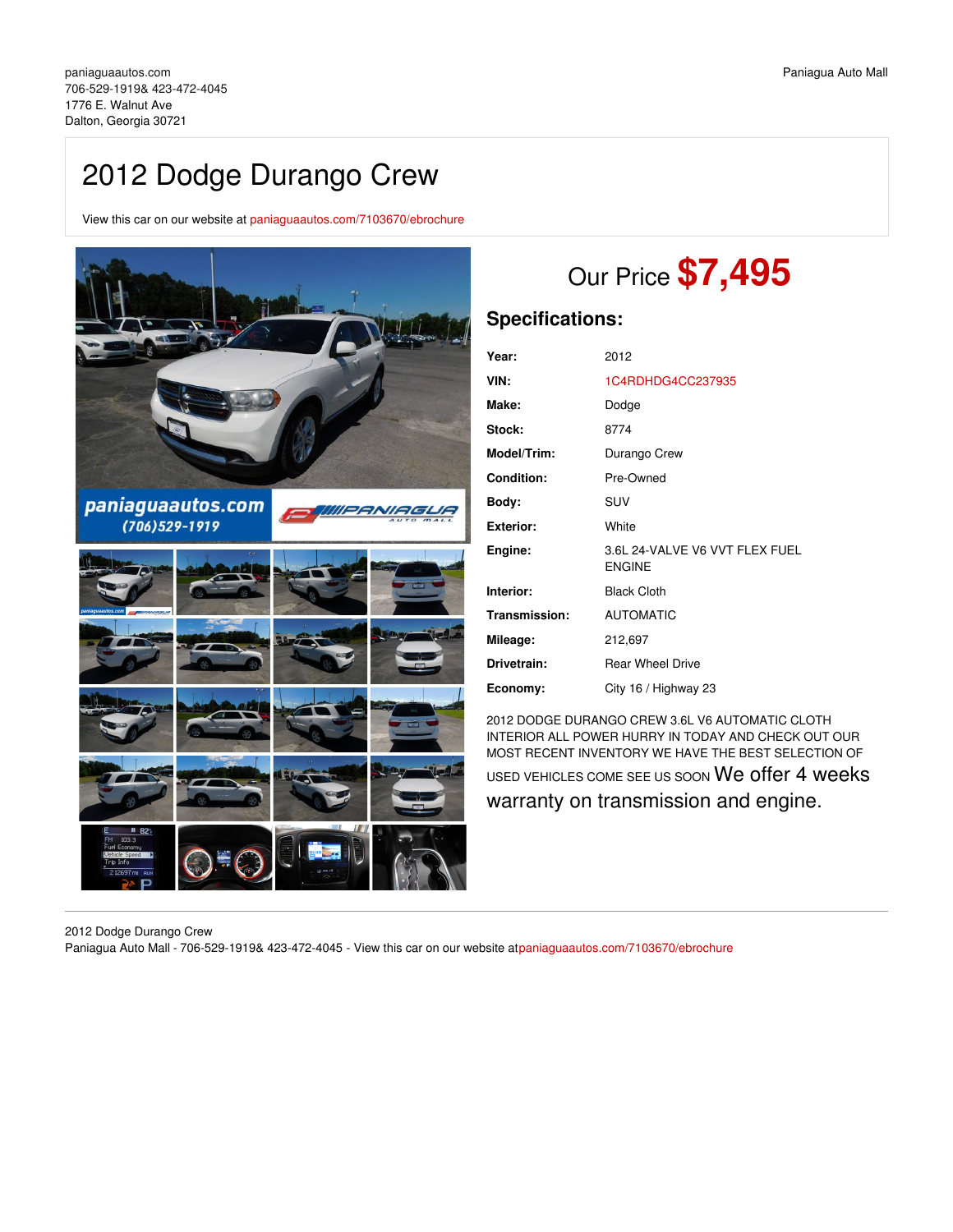paniaguaautos.com
706-529-1919& 423-472-4045
1776 E. Walnut Ave
Dalton, Georgia 30721

Paniagua Auto Mall

# 2012 Dodge Durango Crew

View this car on our website at paniaguaautos.com/7103670/ebrochure

## Our Price **$7,495**

## Specifications:

| | |
|---|---|
| **Year:** | 2012 |
| **VIN:** | 1C4RDHDG4CC237935 |
| **Make:** | Dodge |
| **Stock:** | 8774 |
| **Model/Trim:** | Durango Crew |
| **Condition:** | Pre-Owned |
| **Body:** | SUV |
| **Exterior:** | White |
| **Engine:** | 3.6L 24-VALVE V6 VVT FLEX FUEL ENGINE |
| **Interior:** | Black Cloth |
| **Transmission:** | AUTOMATIC |
| **Mileage:** | 212,697 |
| **Drivetrain:** | Rear Wheel Drive |
| **Economy:** | City 16 / Highway 23 |

2012 DODGE DURANGO CREW 3.6L V6 AUTOMATIC CLOTH INTERIOR ALL POWER HURRY IN TODAY AND CHECK OUT OUR MOST RECENT INVENTORY WE HAVE THE BEST SELECTION OF USED VEHICLES COME SEE US SOON We offer 4 weeks warranty on transmission and engine.

2012 Dodge Durango Crew
Paniagua Auto Mall - 706-529-1919& 423-472-4045 - View this car on our website atpaniaguaautos.com/7103670/ebrochure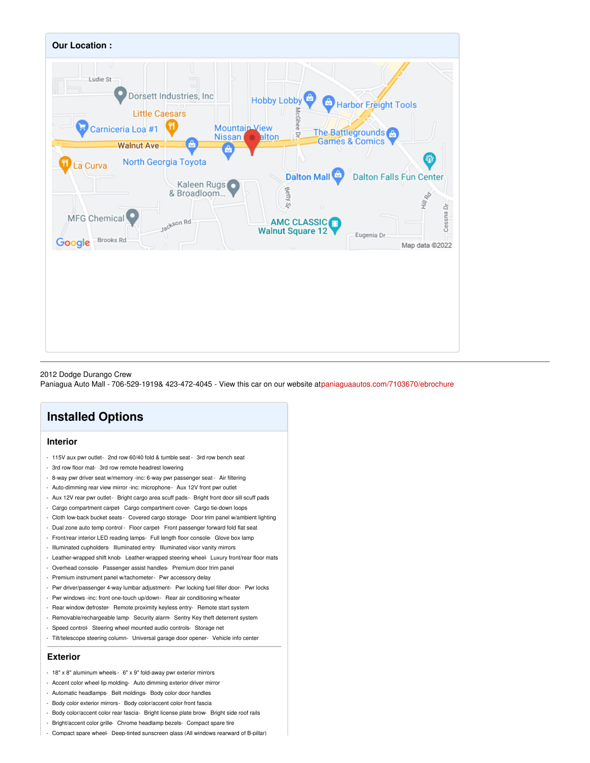## Our Location :

2012 Dodge Durango Crew
Paniagua Auto Mall - 706-529-1919& 423-472-4045 - View this car on our website at paniaguaautos.com/7103670/ebrochure

# Installed Options

### Interior

- 115V aux pwr outlet- 2nd row 60/40 fold & tumble seat - 3rd row bench seat
- 3rd row floor mat- 3rd row remote headrest lowering
- 8-way pwr driver seat w/memory -inc: 6-way pwr passenger seat - Air filtering
- Auto-dimming rear view mirror -inc: microphone - Aux 12V front pwr outlet
- Aux 12V rear pwr outlet - Bright cargo area scuff pads - Bright front door sill scuff pads
- Cargo compartment carpet - Cargo compartment cover - Cargo tie-down loops
- Cloth low-back bucket seats - Covered cargo storage - Door trim panel w/ambient lighting
- Dual zone auto temp control - Floor carpet - Front passenger forward fold flat seat
- Front/rear interior LED reading lamps - Full length floor console - Glove box lamp
- Illuminated cupholders - Illuminated entry - Illuminated visor vanity mirrors
- Leather-wrapped shift knob - Leather-wrapped steering wheel - Luxury front/rear floor mats
- Overhead console - Passenger assist handles - Premium door trim panel
- Premium instrument panel w/tachometer - Pwr accessory delay
- Pwr driver/passenger 4-way lumbar adjustment - Pwr locking fuel filler door - Pwr locks
- Pwr windows -inc: front one-touch up/down - Rear air conditioning w/heater
- Rear window defroster - Remote proximity keyless entry - Remote start system
- Removable/rechargeable lamp - Security alarm - Sentry Key theft deterrent system
- Speed control - Steering wheel mounted audio controls - Storage net
- Tilt/telescope steering column - Universal garage door opener - Vehicle info center

### Exterior

- 18" x 8" aluminum wheels - 6" x 9" fold-away pwr exterior mirrors
- Accent color wheel lip molding - Auto dimming exterior driver mirror
- Automatic headlamps - Belt moldings - Body color door handles
- Body color exterior mirrors - Body color/accent color front fascia
- Body color/accent color rear fascia - Bright license plate brow - Bright side roof rails
- Bright/accent color grille - Chrome headlamp bezels - Compact spare tire
- Compact spare wheel - Deep-tinted sunscreen glass (All windows rearward of B-pillar)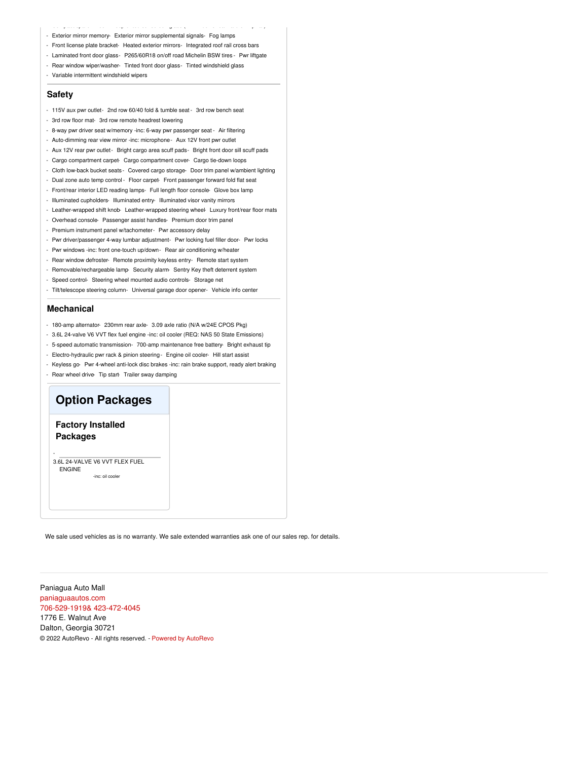- Exterior mirror memory- Exterior mirror supplemental signals- Fog lamps
- Front license plate bracket- Heated exterior mirrors- Integrated roof rail cross bars
- Laminated front door glass- P265/60R18 on/off road Michelin BSW tires - Pwr liftgate
- Rear window wiper/washer- Tinted front door glass- Tinted windshield glass
- Variable intermittent windshield wipers

## Safety

- 115V aux pwr outlet- 2nd row 60/40 fold & tumble seat - 3rd row bench seat
- 3rd row floor mat- 3rd row remote headrest lowering
- 8-way pwr driver seat w/memory -inc: 6-way pwr passenger seat - Air filtering
- Auto-dimming rear view mirror -inc: microphone - Aux 12V front pwr outlet
- Aux 12V rear pwr outlet - Bright cargo area scuff pads- Bright front door sill scuff pads
- Cargo compartment carpet- Cargo compartment cover- Cargo tie-down loops
- Cloth low-back bucket seats - Covered cargo storage- Door trim panel w/ambient lighting
- Dual zone auto temp control - Floor carpet- Front passenger forward fold flat seat
- Front/rear interior LED reading lamps- Full length floor console- Glove box lamp
- Illuminated cupholders- Illuminated entry- Illuminated visor vanity mirrors
- Leather-wrapped shift knob- Leather-wrapped steering wheel- Luxury front/rear floor mats
- Overhead console- Passenger assist handles- Premium door trim panel
- Premium instrument panel w/tachometer - Pwr accessory delay
- Pwr driver/passenger 4-way lumbar adjustment- Pwr locking fuel filler door- Pwr locks
- Pwr windows -inc: front one-touch up/down - Rear air conditioning w/heater
- Rear window defroster- Remote proximity keyless entry- Remote start system
- Removable/rechargeable lamp- Security alarm- Sentry Key theft deterrent system
- Speed control- Steering wheel mounted audio controls- Storage net
- Tilt/telescope steering column- Universal garage door opener- Vehicle info center

## Mechanical

- 180-amp alternator- 230mm rear axle- 3.09 axle ratio (N/A w/24E CPOS Pkg)
- 3.6L 24-valve V6 VVT flex fuel engine -inc: oil cooler (REQ: NAS 50 State Emissions)
- 5-speed automatic transmission- 700-amp maintenance free battery- Bright exhaust tip
- Electro-hydraulic pwr rack & pinion steering - Engine oil cooler- Hill start assist
- Keyless go- Pwr 4-wheel anti-lock disc brakes -inc: rain brake support, ready alert braking
- Rear wheel drive- Tip start- Trailer sway damping

# Option Packages

## Factory Installed Packages

- 3.6L 24-VALVE V6 VVT FLEX FUEL ENGINE
  -inc: oil cooler

We sale used vehicles as is no warranty. We sale extended warranties ask one of our sales rep. for details.

Paniagua Auto Mall
paniaguaautos.com
706-529-1919& 423-472-4045
1776 E. Walnut Ave
Dalton, Georgia 30721
© 2022 AutoRevo - All rights reserved. - Powered by AutoRevo